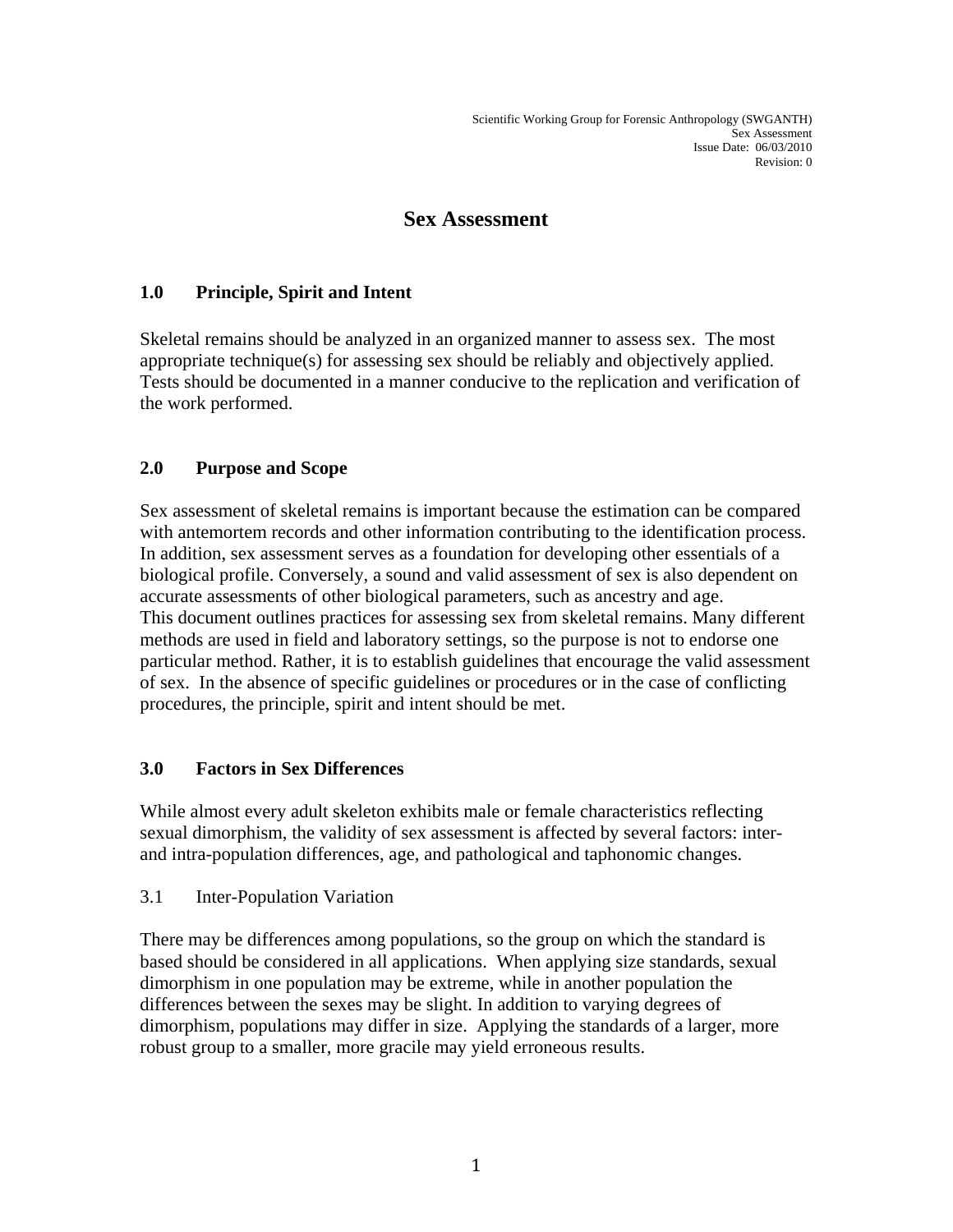# Sex Assessment

## 1.0 Principle, Spirit and Intent

Skeletal remains should be analyzed in an organized manner to assess sex. The most appropriate technique(s) for assessing sex should be reliably and objectively applied. Tests should be documented in a manner conducive to the replication and verification of the work performed.

## 2.0 Purpose and Scope

Sex assessment of skeletal remains is important because the estimation can be compared with antemortem records and other information contributing to the identification process. In addition, sex assessment serves as a foundation for developing other essentials of a biological profile. Conversely, a sound and valid assessment of sex is also dependent on accurate assessments of other biological parameters, such as ancestry and age.
This document outlines practices for assessing sex from skeletal remains. Many different methods are used in field and laboratory settings, so the purpose is not to endorse one particular method. Rather, it is to establish guidelines that encourage the valid assessment of sex. In the absence of specific guidelines or procedures or in the case of conflicting procedures, the principle, spirit and intent should be met.

## 3.0 Factors in Sex Differences

While almost every adult skeleton exhibits male or female characteristics reflecting sexual dimorphism, the validity of sex assessment is affected by several factors: inter- and intra-population differences, age, and pathological and taphonomic changes.

### 3.1 Inter-Population Variation

There may be differences among populations, so the group on which the standard is based should be considered in all applications. When applying size standards, sexual dimorphism in one population may be extreme, while in another population the differences between the sexes may be slight. In addition to varying degrees of dimorphism, populations may differ in size. Applying the standards of a larger, more robust group to a smaller, more gracile may yield erroneous results.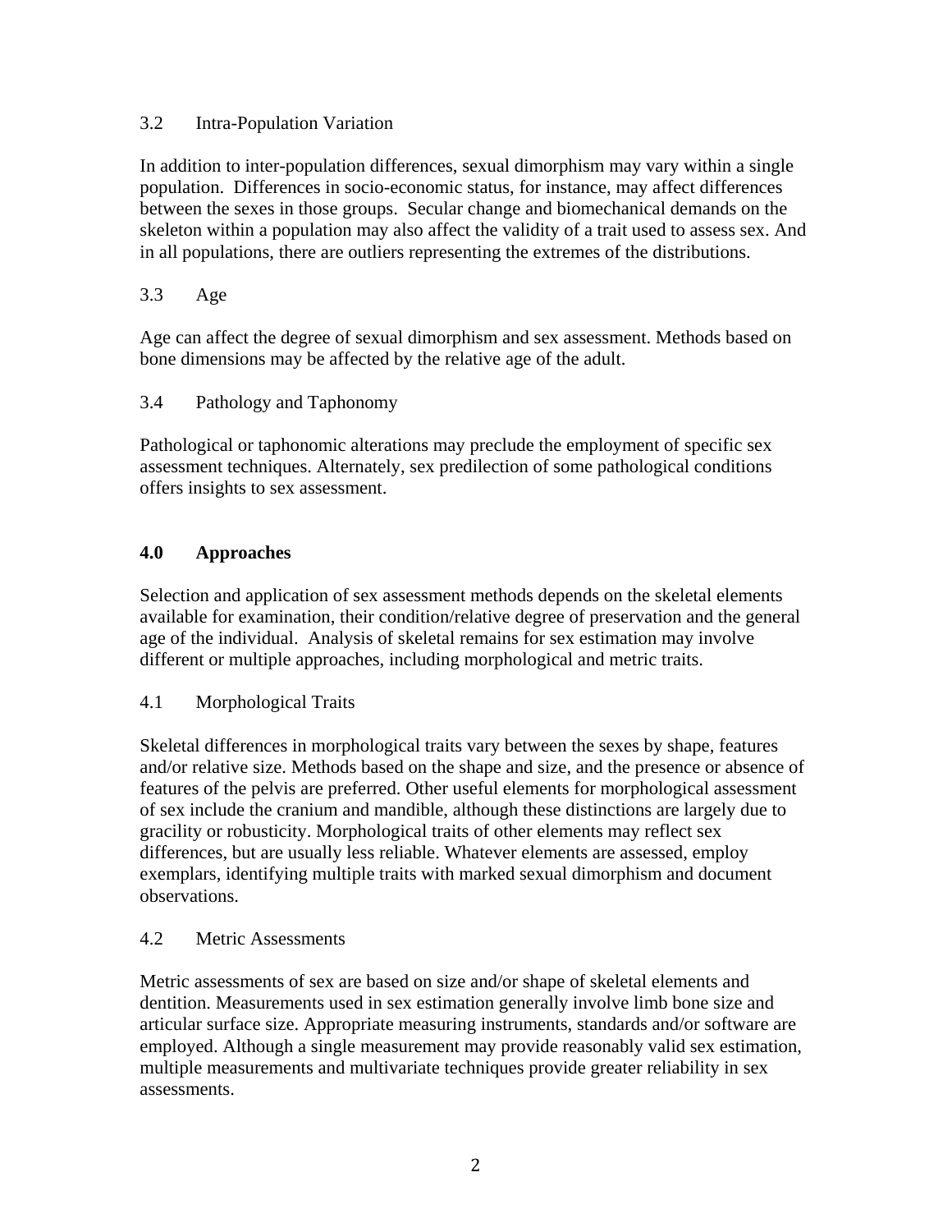### 3.2 Intra-Population Variation

In addition to inter-population differences, sexual dimorphism may vary within a single population. Differences in socio-economic status, for instance, may affect differences between the sexes in those groups. Secular change and biomechanical demands on the skeleton within a population may also affect the validity of a trait used to assess sex. And in all populations, there are outliers representing the extremes of the distributions.

### 3.3 Age

Age can affect the degree of sexual dimorphism and sex assessment. Methods based on bone dimensions may be affected by the relative age of the adult.

### 3.4 Pathology and Taphonomy

Pathological or taphonomic alterations may preclude the employment of specific sex assessment techniques. Alternately, sex predilection of some pathological conditions offers insights to sex assessment.

## 4.0 Approaches

Selection and application of sex assessment methods depends on the skeletal elements available for examination, their condition/relative degree of preservation and the general age of the individual. Analysis of skeletal remains for sex estimation may involve different or multiple approaches, including morphological and metric traits.

### 4.1 Morphological Traits

Skeletal differences in morphological traits vary between the sexes by shape, features and/or relative size. Methods based on the shape and size, and the presence or absence of features of the pelvis are preferred. Other useful elements for morphological assessment of sex include the cranium and mandible, although these distinctions are largely due to gracility or robusticity. Morphological traits of other elements may reflect sex differences, but are usually less reliable. Whatever elements are assessed, employ exemplars, identifying multiple traits with marked sexual dimorphism and document observations.

### 4.2 Metric Assessments

Metric assessments of sex are based on size and/or shape of skeletal elements and dentition. Measurements used in sex estimation generally involve limb bone size and articular surface size. Appropriate measuring instruments, standards and/or software are employed. Although a single measurement may provide reasonably valid sex estimation, multiple measurements and multivariate techniques provide greater reliability in sex assessments.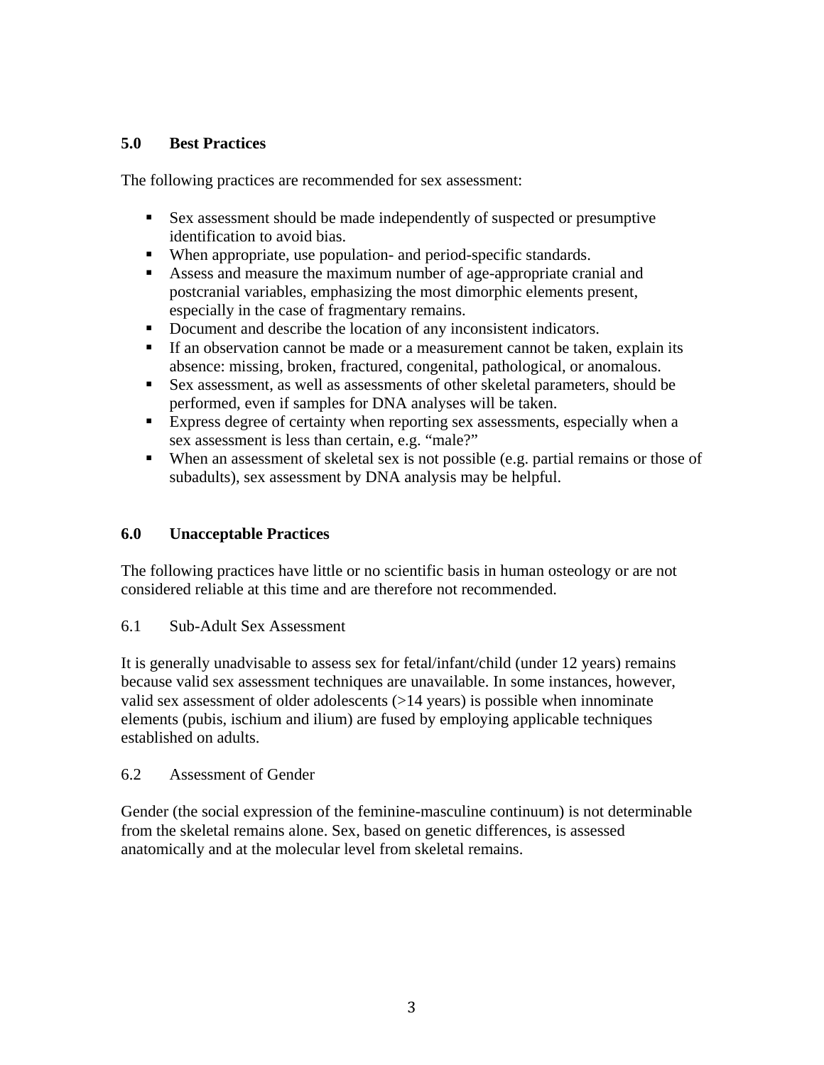## 5.0 Best Practices

The following practices are recommended for sex assessment:

- Sex assessment should be made independently of suspected or presumptive identification to avoid bias.
- When appropriate, use population- and period-specific standards.
- Assess and measure the maximum number of age-appropriate cranial and postcranial variables, emphasizing the most dimorphic elements present, especially in the case of fragmentary remains.
- Document and describe the location of any inconsistent indicators.
- If an observation cannot be made or a measurement cannot be taken, explain its absence: missing, broken, fractured, congenital, pathological, or anomalous.
- Sex assessment, as well as assessments of other skeletal parameters, should be performed, even if samples for DNA analyses will be taken.
- Express degree of certainty when reporting sex assessments, especially when a sex assessment is less than certain, e.g. "male?"
- When an assessment of skeletal sex is not possible (e.g. partial remains or those of subadults), sex assessment by DNA analysis may be helpful.

## 6.0 Unacceptable Practices

The following practices have little or no scientific basis in human osteology or are not considered reliable at this time and are therefore not recommended.

### 6.1 Sub-Adult Sex Assessment

It is generally unadvisable to assess sex for fetal/infant/child (under 12 years) remains because valid sex assessment techniques are unavailable. In some instances, however, valid sex assessment of older adolescents (>14 years) is possible when innominate elements (pubis, ischium and ilium) are fused by employing applicable techniques established on adults.

### 6.2 Assessment of Gender

Gender (the social expression of the feminine-masculine continuum) is not determinable from the skeletal remains alone. Sex, based on genetic differences, is assessed anatomically and at the molecular level from skeletal remains.